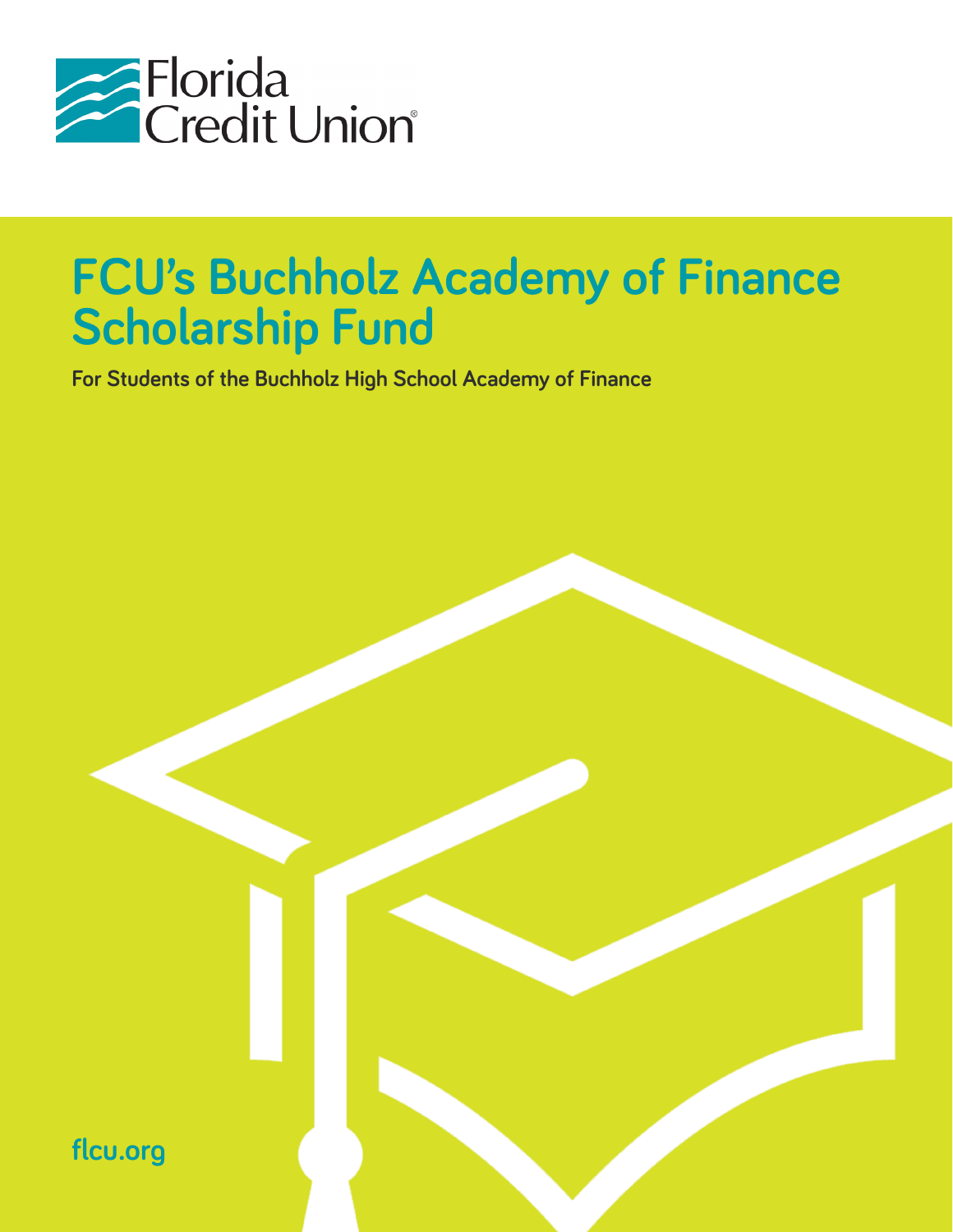Florida Credit Union®

# FCU's Buchholz Academy of Finance Scholarship Fund

**For Students of the Buchholz High School Academy of Finance**

flcu.org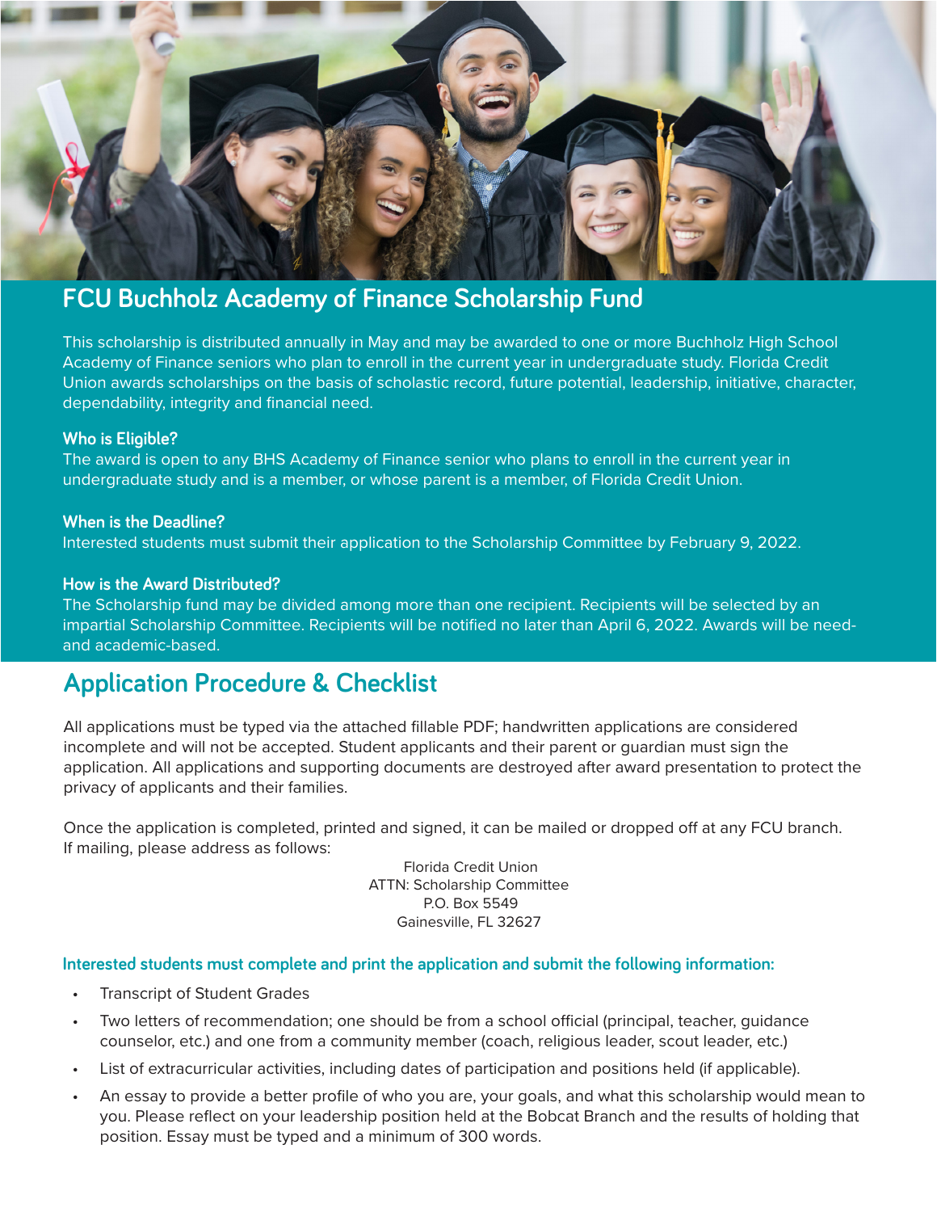## FCU Buchholz Academy of Finance Scholarship Fund

This scholarship is distributed annually in May and may be awarded to one or more Buchholz High School Academy of Finance seniors who plan to enroll in the current year in undergraduate study. Florida Credit Union awards scholarships on the basis of scholastic record, future potential, leadership, initiative, character, dependability, integrity and financial need.

### Who is Eligible?

The award is open to any BHS Academy of Finance senior who plans to enroll in the current year in undergraduate study and is a member, or whose parent is a member, of Florida Credit Union.

### When is the Deadline?

Interested students must submit their application to the Scholarship Committee by February 9, 2022.

### How is the Award Distributed?

The Scholarship fund may be divided among more than one recipient. Recipients will be selected by an impartial Scholarship Committee. Recipients will be notified no later than April 6, 2022. Awards will be need- and academic-based.

## Application Procedure & Checklist

All applications must be typed via the attached fillable PDF; handwritten applications are considered incomplete and will not be accepted. Student applicants and their parent or guardian must sign the application. All applications and supporting documents are destroyed after award presentation to protect the privacy of applicants and their families.

Once the application is completed, printed and signed, it can be mailed or dropped off at any FCU branch. If mailing, please address as follows:

Florida Credit Union
ATTN: Scholarship Committee
P.O. Box 5549
Gainesville, FL 32627

**Interested students must complete and print the application and submit the following information:**

- Transcript of Student Grades
- Two letters of recommendation; one should be from a school official (principal, teacher, guidance counselor, etc.) and one from a community member (coach, religious leader, scout leader, etc.)
- List of extracurricular activities, including dates of participation and positions held (if applicable).
- An essay to provide a better profile of who you are, your goals, and what this scholarship would mean to you. Please reflect on your leadership position held at the Bobcat Branch and the results of holding that position. Essay must be typed and a minimum of 300 words.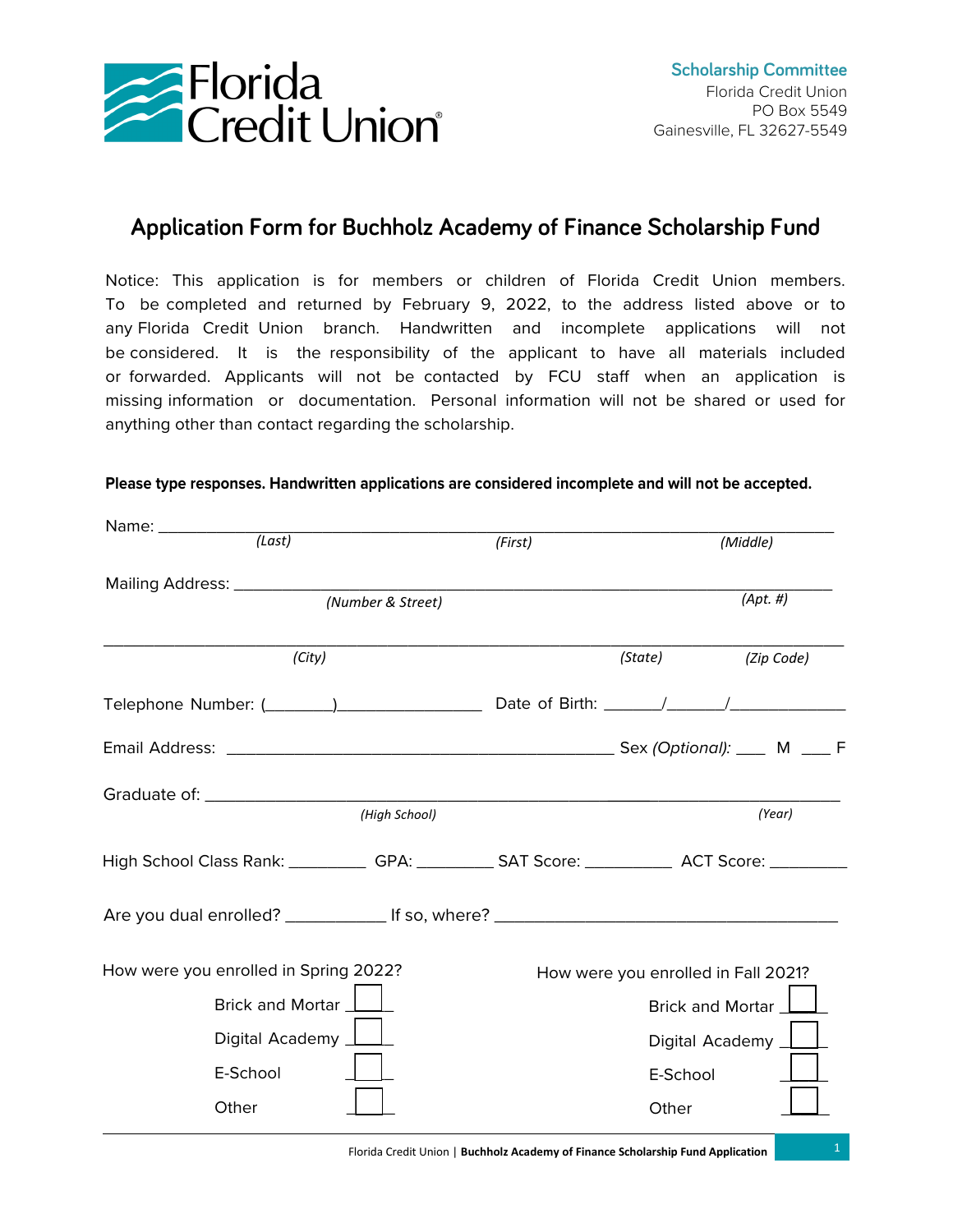Florida Credit Union

**Scholarship Committee**
Florida Credit Union
PO Box 5549
Gainesville, FL 32627-5549

# Application Form for Buchholz Academy of Finance Scholarship Fund

Notice: This application is for members or children of Florida Credit Union members. To be completed and returned by February 9, 2022, to the address listed above or to any Florida Credit Union branch. Handwritten and incomplete applications will not be considered. It is the responsibility of the applicant to have all materials included or forwarded. Applicants will not be contacted by FCU staff when an application is missing information or documentation. Personal information will not be shared or used for anything other than contact regarding the scholarship.

**Please type responses. Handwritten applications are considered incomplete and will not be accepted.**

Name: ______________________________________________________________
*(Last)* *(First)* *(Middle)*

Mailing Address: ______________________________________________________
*(Number & Street)* *(Apt. #)*

______________________________________________________________________
*(City)* *(State)* *(Zip Code)*

Telephone Number: (_______)________________ Date of Birth: ______/______/____________

Email Address: ____________________________________________ Sex *(Optional):* ___ M ___ F

Graduate of: __________________________________________________________
*(High School)* *(Year)*

High School Class Rank: _________ GPA: _________ SAT Score: __________ ACT Score: _________

Are you dual enrolled? ___________ If so, where? _____________________________________

How were you enrolled in Spring 2022?

- Brick and Mortar ☐
- Digital Academy ☐
- E-School ☐
- Other ☐

How were you enrolled in Fall 2021?

- Brick and Mortar ☐
- Digital Academy ☐
- E-School ☐
- Other ☐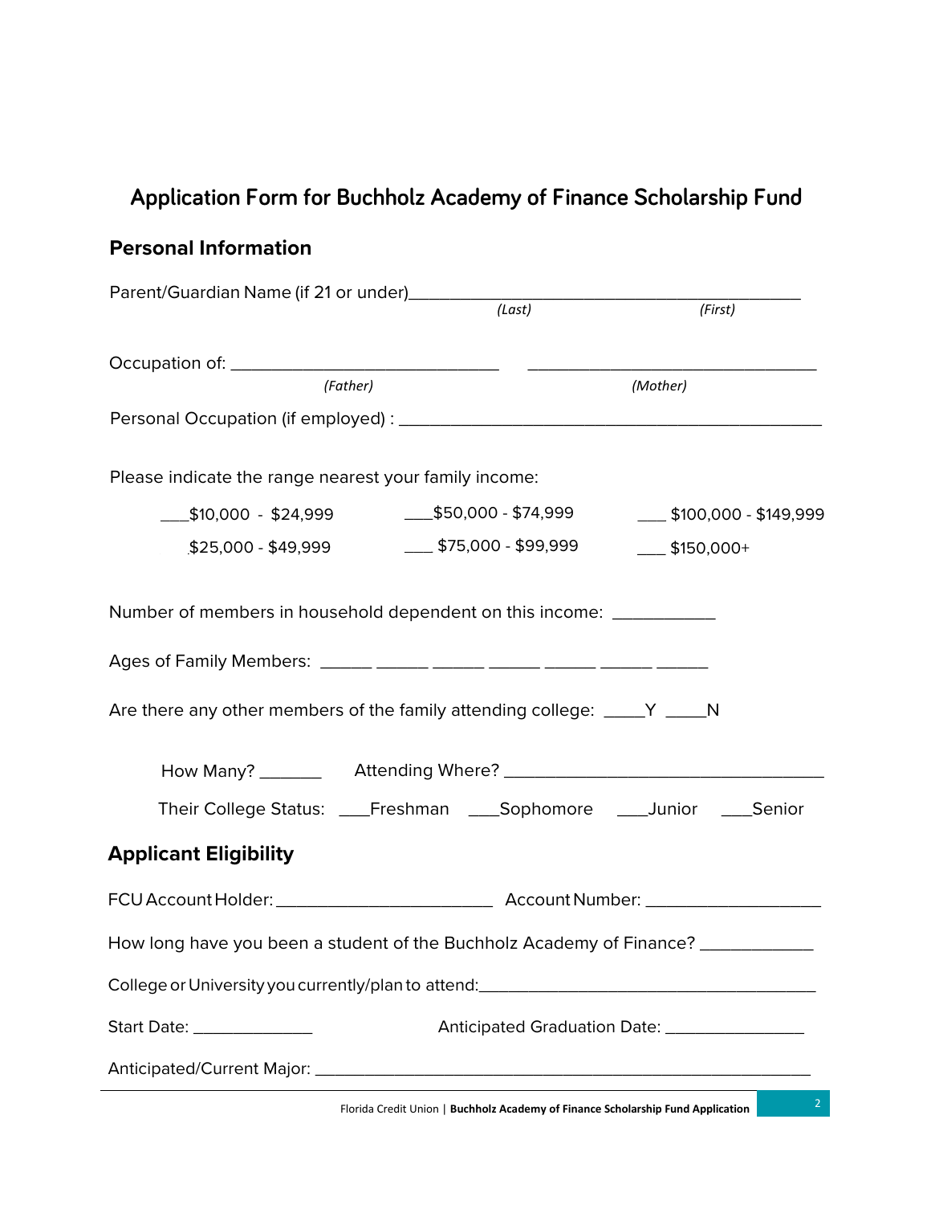# Application Form for Buchholz Academy of Finance Scholarship Fund

## Personal Information

Parent/Guardian Name (if 21 or under)\_\_\_\_\_\_\_\_\_\_\_\_\_\_\_\_\_\_\_\_\_\_\_\_\_\_\_\_\_\_\_\_\_\_\_\_\_\_\_\_\_\_\_\_
*(Last)* *(First)*

Occupation of: \_\_\_\_\_\_\_\_\_\_\_\_\_\_\_\_\_\_\_\_\_\_\_\_\_\_\_\_\_\_ \_\_\_\_\_\_\_\_\_\_\_\_\_\_\_\_\_\_\_\_\_\_\_\_\_\_\_\_\_\_\_\_
*(Father)* *(Mother)*

Personal Occupation (if employed) : \_\_\_\_\_\_\_\_\_\_\_\_\_\_\_\_\_\_\_\_\_\_\_\_\_\_\_\_\_\_\_\_\_\_\_\_\_\_\_\_\_\_\_\_

Please indicate the range nearest your family income:

___$10,000 - $24,999    ___$50,000 - $74,999    ___ $100,000 - $149,999

$25,000 - $49,999    ___ $75,000 - $99,999    ___ $150,000+

Number of members in household dependent on this income: \_\_\_\_\_\_\_\_\_\_\_

Ages of Family Members: \_\_\_\_\_\_ \_\_\_\_\_\_ \_\_\_\_\_\_ \_\_\_\_\_\_ \_\_\_\_\_\_ \_\_\_\_\_\_ \_\_\_\_\_\_

Are there any other members of the family attending college: \_\_\_\_\_Y \_\_\_\_\_N

How Many? \_\_\_\_\_\_\_ Attending Where? \_\_\_\_\_\_\_\_\_\_\_\_\_\_\_\_\_\_\_\_\_\_\_\_\_\_\_\_\_\_\_\_\_\_\_

Their College Status: ___Freshman ___Sophomore ___Junior ___Senior

## Applicant Eligibility

FCU Account Holder: \_\_\_\_\_\_\_\_\_\_\_\_\_\_\_\_\_\_\_\_\_\_\_\_ Account Number: \_\_\_\_\_\_\_\_\_\_\_\_\_\_\_\_\_\_\_\_

How long have you been a student of the Buchholz Academy of Finance? \_\_\_\_\_\_\_\_\_\_\_\_\_

College or University you currently/plan to attend:\_\_\_\_\_\_\_\_\_\_\_\_\_\_\_\_\_\_\_\_\_\_\_\_\_\_\_\_\_\_\_\_\_\_\_\_\_\_\_

Start Date: \_\_\_\_\_\_\_\_\_\_\_\_\_\_ Anticipated Graduation Date: \_\_\_\_\_\_\_\_\_\_\_\_\_\_\_\_

Anticipated/Current Major: \_\_\_\_\_\_\_\_\_\_\_\_\_\_\_\_\_\_\_\_\_\_\_\_\_\_\_\_\_\_\_\_\_\_\_\_\_\_\_\_\_\_\_\_\_\_\_\_\_\_\_\_\_\_\_\_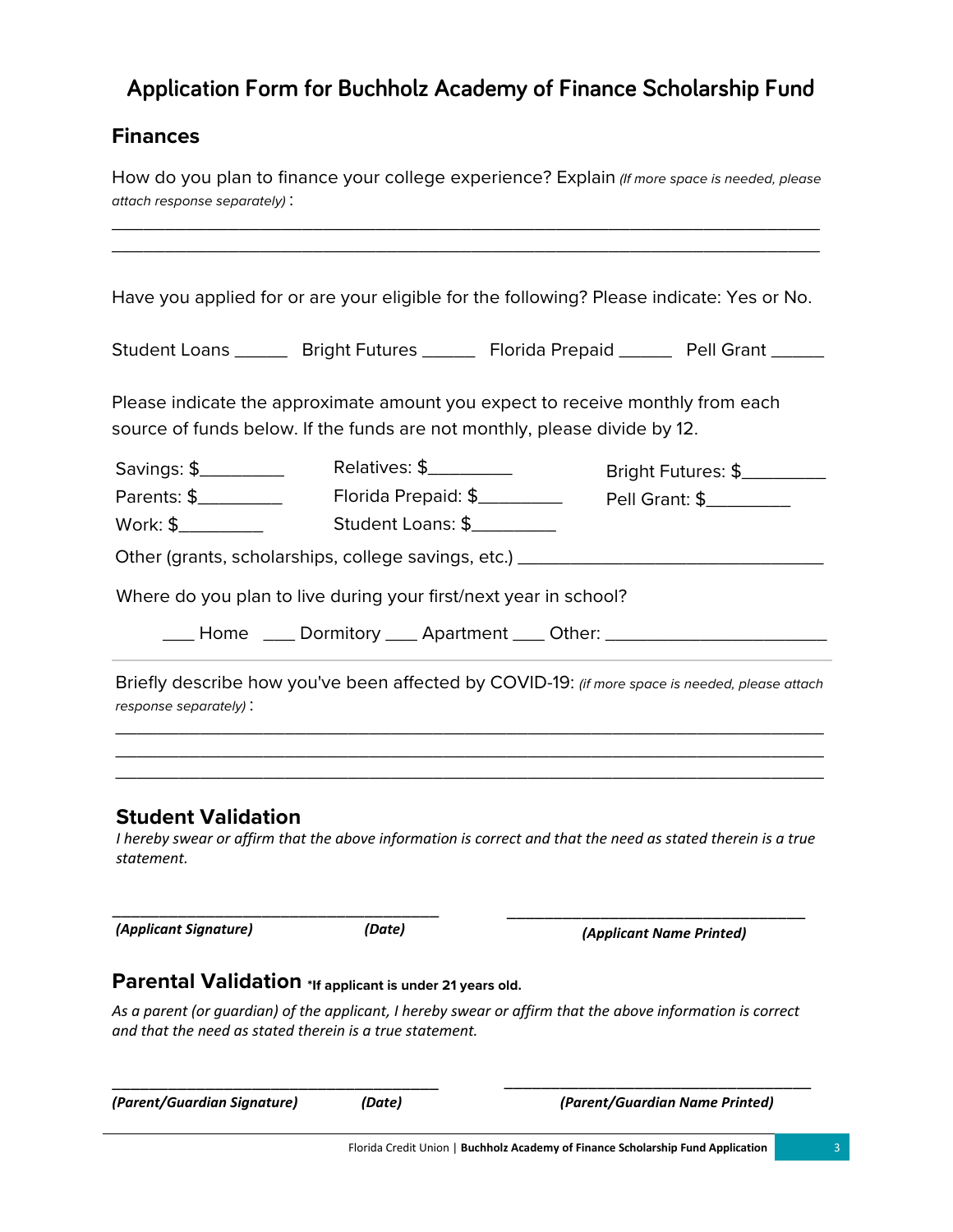## Application Form for Buchholz Academy of Finance Scholarship Fund

### Finances

How do you plan to finance your college experience? Explain *(If more space is needed, please attach response separately)* :

______________________________________________________________________________
______________________________________________________________________________

Have you applied for or are your eligible for the following? Please indicate: Yes or No.

Student Loans ______ Bright Futures ______ Florida Prepaid ______ Pell Grant ______

Please indicate the approximate amount you expect to receive monthly from each source of funds below. If the funds are not monthly, please divide by 12.

Savings: $_________ Relatives: $_________ Bright Futures: $_________

Parents: $_________ Florida Prepaid: $_________ Pell Grant: $_________

Work: $_________ Student Loans: $_________

Other (grants, scholarships, college savings, etc.) _________________________________

Where do you plan to live during your first/next year in school?

___ Home ___ Dormitory ___ Apartment ___ Other: _______________________

Briefly describe how you've been affected by COVID-19: *(if more space is needed, please attach response separately)* :

______________________________________________________________________________
______________________________________________________________________________
______________________________________________________________________________

### Student Validation

*I hereby swear or affirm that the above information is correct and that the need as stated therein is a true statement.*

________________________________________ ____________________________________

***(Applicant Signature)*** ***(Date)*** ***(Applicant Name Printed)***

### Parental Validation **\*If applicant is under 21 years old.**

*As a parent (or guardian) of the applicant, I hereby swear or affirm that the above information is correct and that the need as stated therein is a true statement.*

________________________________________ ____________________________________

***(Parent/Guardian Signature)*** ***(Date)*** ***(Parent/Guardian Name Printed)***